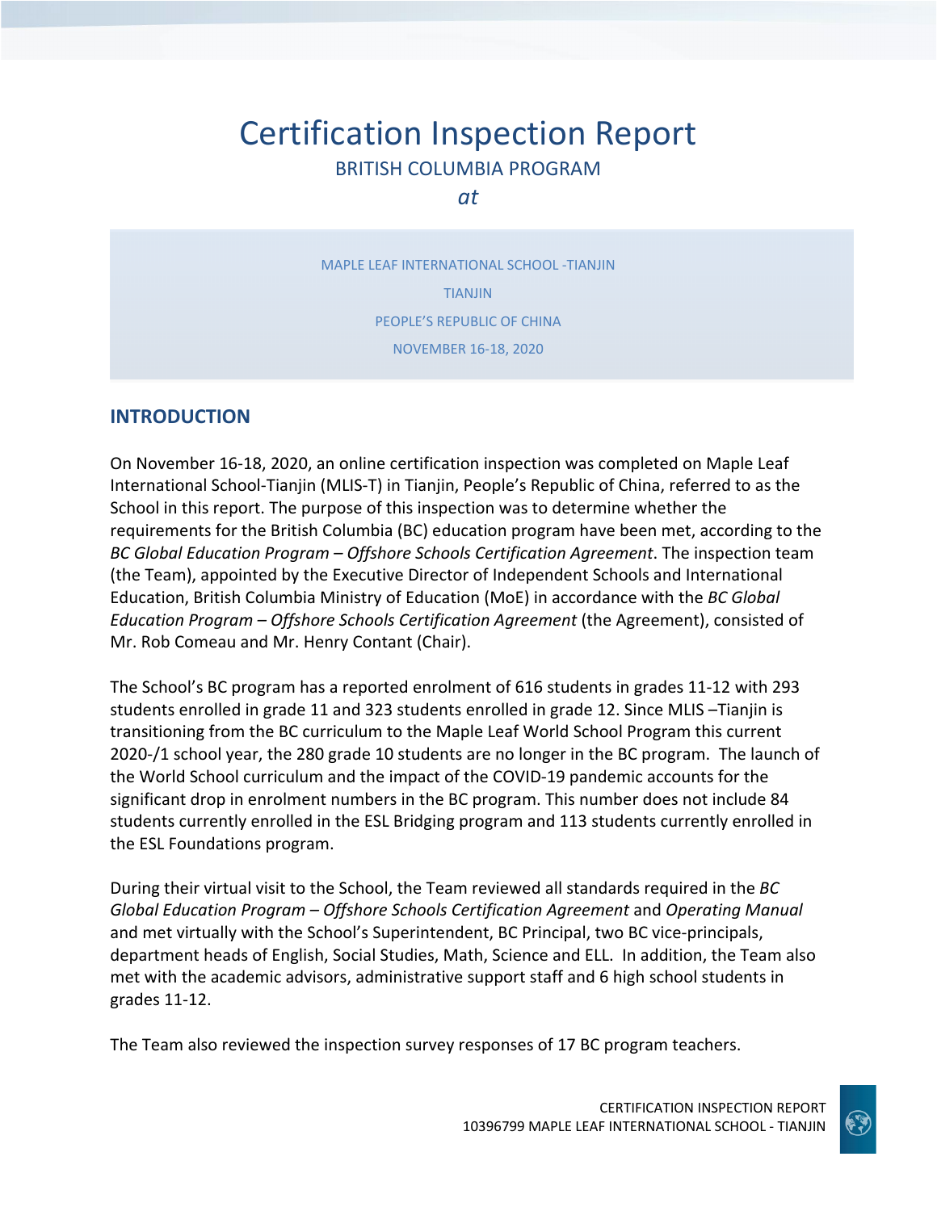# Certification Inspection Report

BRITISH COLUMBIA PROGRAM

*at*

MAPLE LEAF INTERNATIONAL SCHOOL -TIANJIN

TIANJIN

PEOPLE'S REPUBLIC OF CHINA

NOVEMBER 16-18, 2020

## INTRODUCTION

On November 16-18, 2020, an online certification inspection was completed on Maple Leaf International School-Tianjin (MLIS-T) in Tianjin, People's Republic of China, referred to as the School in this report. The purpose of this inspection was to determine whether the requirements for the British Columbia (BC) education program have been met, according to the *BC Global Education Program – Offshore Schools Certification Agreement*. The inspection team (the Team), appointed by the Executive Director of Independent Schools and International Education, British Columbia Ministry of Education (MoE) in accordance with the *BC Global Education Program – Offshore Schools Certification Agreement* (the Agreement), consisted of Mr. Rob Comeau and Mr. Henry Contant (Chair).

The School's BC program has a reported enrolment of 616 students in grades 11-12 with 293 students enrolled in grade 11 and 323 students enrolled in grade 12. Since MLIS –Tianjin is transitioning from the BC curriculum to the Maple Leaf World School Program this current 2020-/1 school year, the 280 grade 10 students are no longer in the BC program. The launch of the World School curriculum and the impact of the COVID-19 pandemic accounts for the significant drop in enrolment numbers in the BC program. This number does not include 84 students currently enrolled in the ESL Bridging program and 113 students currently enrolled in the ESL Foundations program.

During their virtual visit to the School, the Team reviewed all standards required in the *BC Global Education Program – Offshore Schools Certification Agreement* and *Operating Manual* and met virtually with the School's Superintendent, BC Principal, two BC vice-principals, department heads of English, Social Studies, Math, Science and ELL. In addition, the Team also met with the academic advisors, administrative support staff and 6 high school students in grades 11-12.

The Team also reviewed the inspection survey responses of 17 BC program teachers.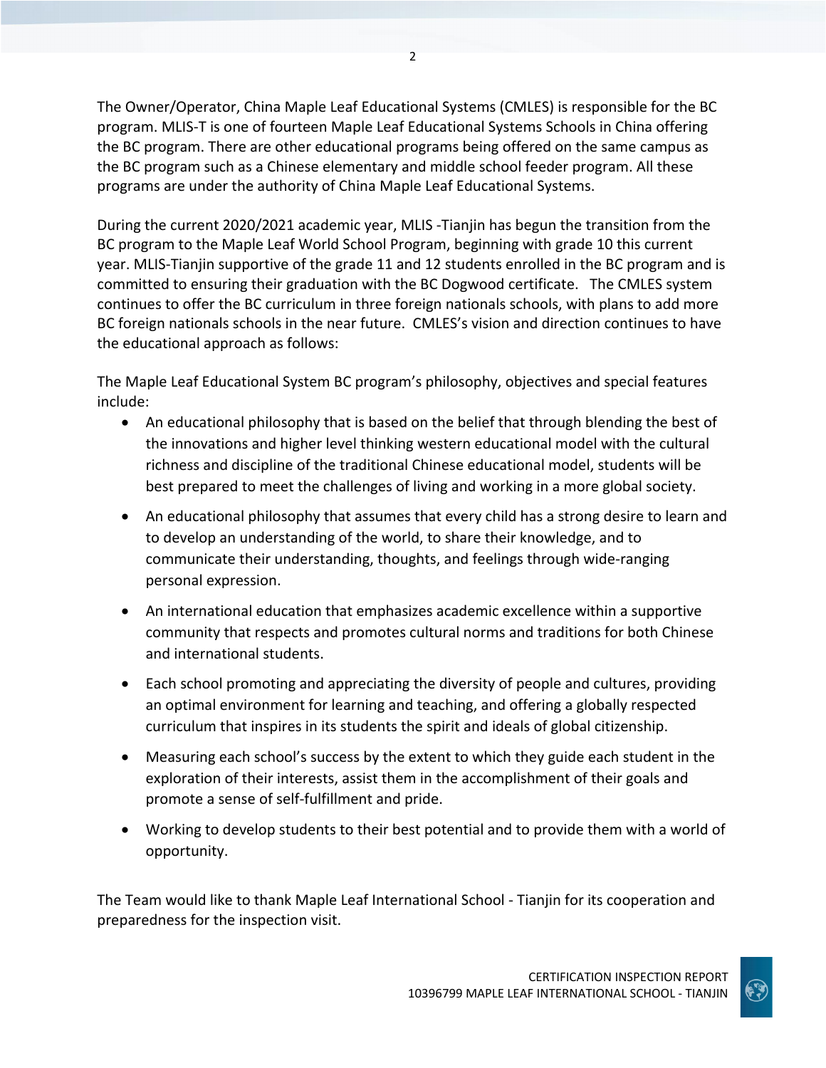The Owner/Operator, China Maple Leaf Educational Systems (CMLES) is responsible for the BC program. MLIS-T is one of fourteen Maple Leaf Educational Systems Schools in China offering the BC program. There are other educational programs being offered on the same campus as the BC program such as a Chinese elementary and middle school feeder program. All these programs are under the authority of China Maple Leaf Educational Systems.

During the current 2020/2021 academic year, MLIS -Tianjin has begun the transition from the BC program to the Maple Leaf World School Program, beginning with grade 10 this current year. MLIS-Tianjin supportive of the grade 11 and 12 students enrolled in the BC program and is committed to ensuring their graduation with the BC Dogwood certificate. The CMLES system continues to offer the BC curriculum in three foreign nationals schools, with plans to add more BC foreign nationals schools in the near future. CMLES's vision and direction continues to have the educational approach as follows:

The Maple Leaf Educational System BC program's philosophy, objectives and special features include:

- An educational philosophy that is based on the belief that through blending the best of the innovations and higher level thinking western educational model with the cultural richness and discipline of the traditional Chinese educational model, students will be best prepared to meet the challenges of living and working in a more global society.
- An educational philosophy that assumes that every child has a strong desire to learn and to develop an understanding of the world, to share their knowledge, and to communicate their understanding, thoughts, and feelings through wide-ranging personal expression.
- An international education that emphasizes academic excellence within a supportive community that respects and promotes cultural norms and traditions for both Chinese and international students.
- Each school promoting and appreciating the diversity of people and cultures, providing an optimal environment for learning and teaching, and offering a globally respected curriculum that inspires in its students the spirit and ideals of global citizenship.
- Measuring each school's success by the extent to which they guide each student in the exploration of their interests, assist them in the accomplishment of their goals and promote a sense of self-fulfillment and pride.
- Working to develop students to their best potential and to provide them with a world of opportunity.

The Team would like to thank Maple Leaf International School - Tianjin for its cooperation and preparedness for the inspection visit.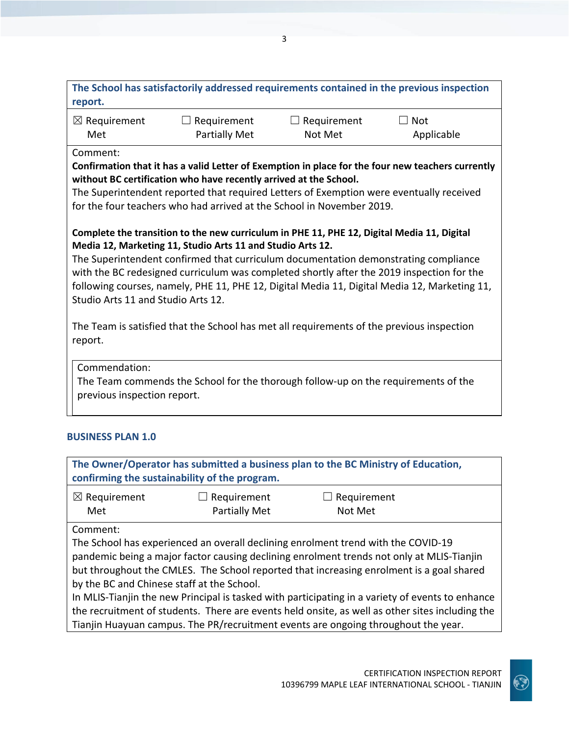**The School has satisfactorily addressed requirements contained in the previous inspection report.**

| ☒ Requirement Met | ☐ Requirement Partially Met | ☐ Requirement Not Met | ☐ Not Applicable |
|---|---|---|---|

Comment:

**Confirmation that it has a valid Letter of Exemption in place for the four new teachers currently without BC certification who have recently arrived at the School.**

The Superintendent reported that required Letters of Exemption were eventually received for the four teachers who had arrived at the School in November 2019.

**Complete the transition to the new curriculum in PHE 11, PHE 12, Digital Media 11, Digital Media 12, Marketing 11, Studio Arts 11 and Studio Arts 12.**

The Superintendent confirmed that curriculum documentation demonstrating compliance with the BC redesigned curriculum was completed shortly after the 2019 inspection for the following courses, namely, PHE 11, PHE 12, Digital Media 11, Digital Media 12, Marketing 11, Studio Arts 11 and Studio Arts 12.

The Team is satisfied that the School has met all requirements of the previous inspection report.

Commendation:

The Team commends the School for the thorough follow-up on the requirements of the previous inspection report.

## BUSINESS PLAN 1.0

**The Owner/Operator has submitted a business plan to the BC Ministry of Education, confirming the sustainability of the program.**

| ☒ Requirement Met | ☐ Requirement Partially Met | ☐ Requirement Not Met |
|---|---|---|

Comment:

The School has experienced an overall declining enrolment trend with the COVID-19 pandemic being a major factor causing declining enrolment trends not only at MLIS-Tianjin but throughout the CMLES. The School reported that increasing enrolment is a goal shared by the BC and Chinese staff at the School.

In MLIS-Tianjin the new Principal is tasked with participating in a variety of events to enhance the recruitment of students. There are events held onsite, as well as other sites including the Tianjin Huayuan campus. The PR/recruitment events are ongoing throughout the year.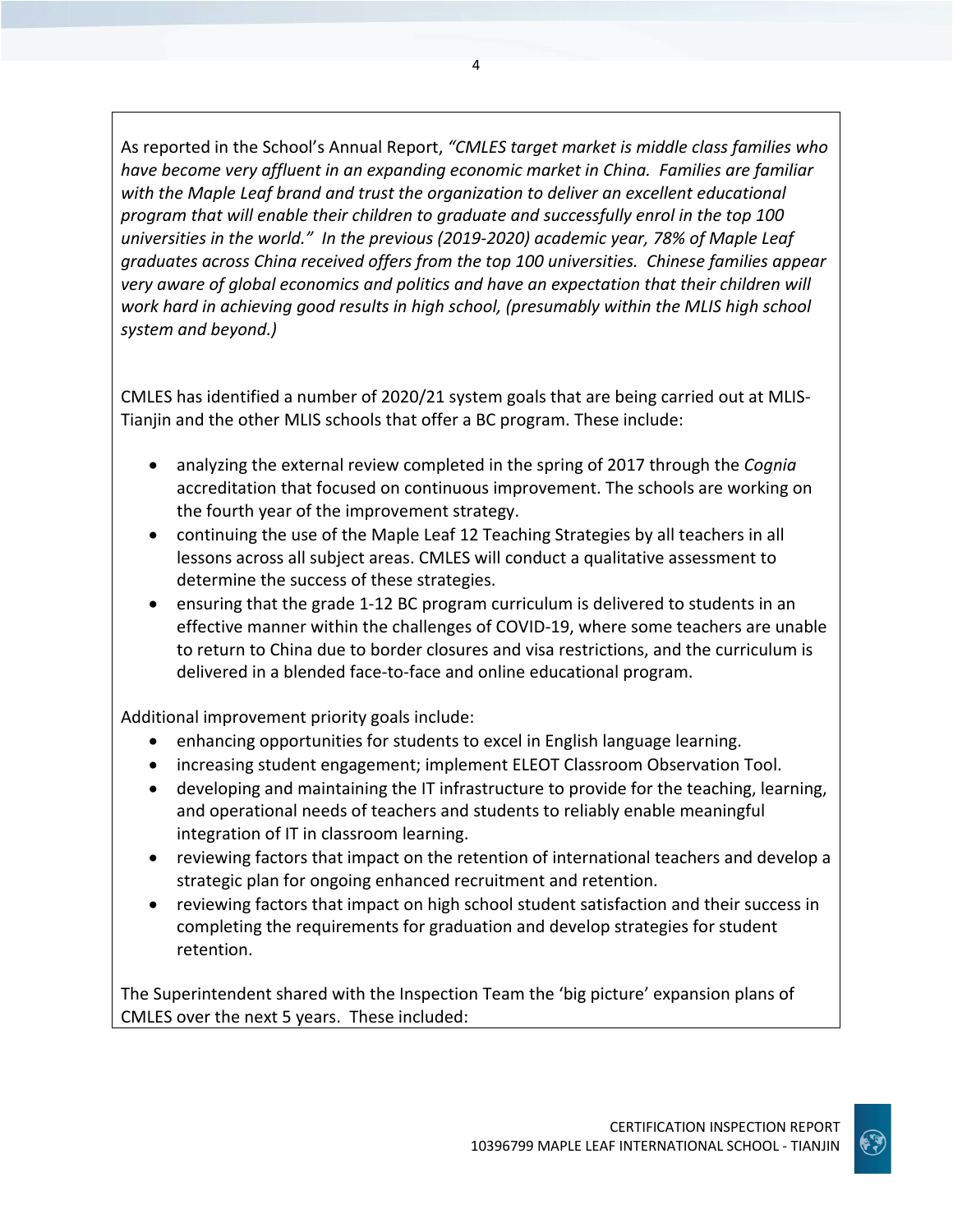As reported in the School's Annual Report, *"CMLES target market is middle class families who have become very affluent in an expanding economic market in China. Families are familiar with the Maple Leaf brand and trust the organization to deliver an excellent educational program that will enable their children to graduate and successfully enrol in the top 100 universities in the world." In the previous (2019-2020) academic year, 78% of Maple Leaf graduates across China received offers from the top 100 universities. Chinese families appear very aware of global economics and politics and have an expectation that their children will work hard in achieving good results in high school, (presumably within the MLIS high school system and beyond.)*

CMLES has identified a number of 2020/21 system goals that are being carried out at MLIS-Tianjin and the other MLIS schools that offer a BC program. These include:

- analyzing the external review completed in the spring of 2017 through the *Cognia* accreditation that focused on continuous improvement. The schools are working on the fourth year of the improvement strategy.
- continuing the use of the Maple Leaf 12 Teaching Strategies by all teachers in all lessons across all subject areas. CMLES will conduct a qualitative assessment to determine the success of these strategies.
- ensuring that the grade 1-12 BC program curriculum is delivered to students in an effective manner within the challenges of COVID-19, where some teachers are unable to return to China due to border closures and visa restrictions, and the curriculum is delivered in a blended face-to-face and online educational program.

Additional improvement priority goals include:

- enhancing opportunities for students to excel in English language learning.
- increasing student engagement; implement ELEOT Classroom Observation Tool.
- developing and maintaining the IT infrastructure to provide for the teaching, learning, and operational needs of teachers and students to reliably enable meaningful integration of IT in classroom learning.
- reviewing factors that impact on the retention of international teachers and develop a strategic plan for ongoing enhanced recruitment and retention.
- reviewing factors that impact on high school student satisfaction and their success in completing the requirements for graduation and develop strategies for student retention.

The Superintendent shared with the Inspection Team the 'big picture' expansion plans of CMLES over the next 5 years. These included: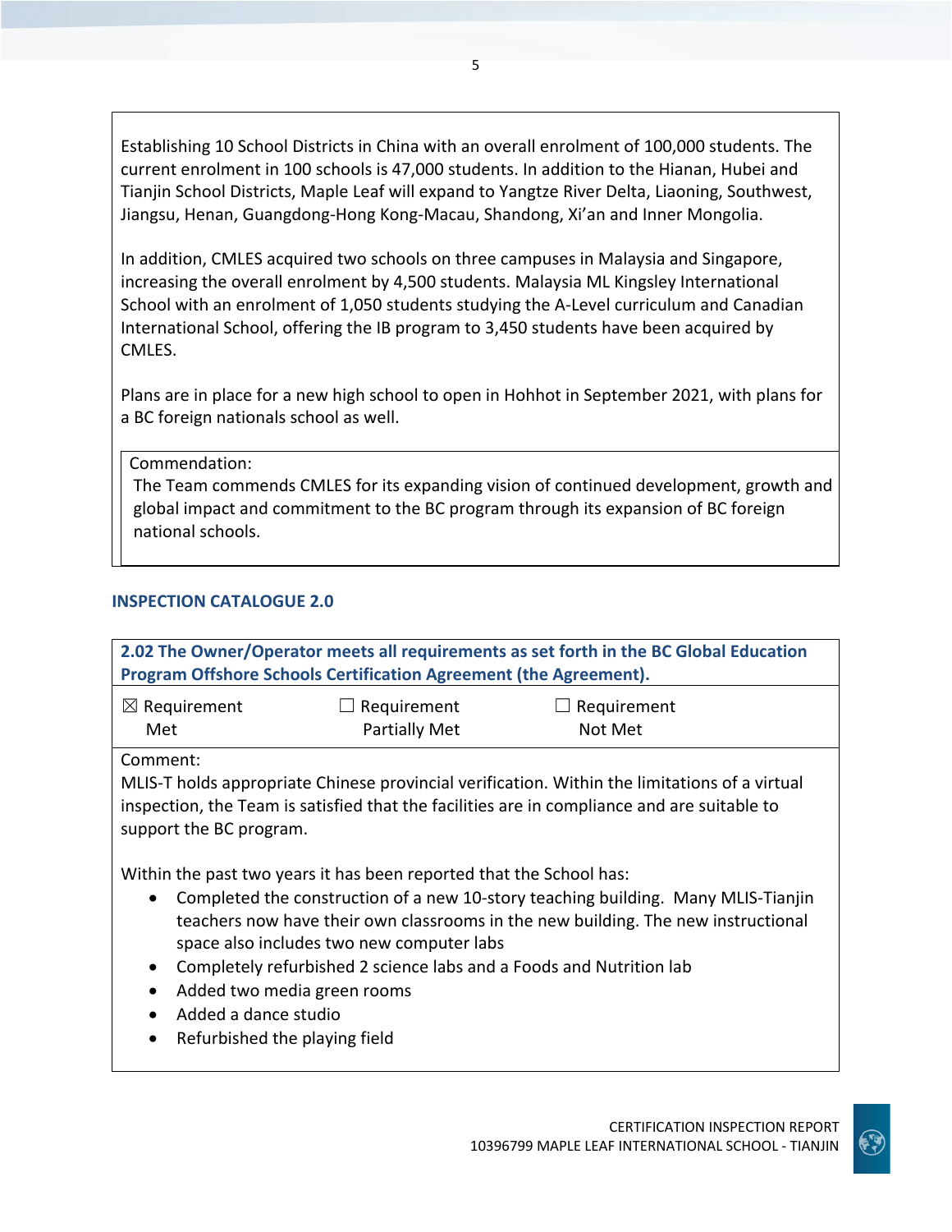Establishing 10 School Districts in China with an overall enrolment of 100,000 students. The current enrolment in 100 schools is 47,000 students. In addition to the Hianan, Hubei and Tianjin School Districts, Maple Leaf will expand to Yangtze River Delta, Liaoning, Southwest, Jiangsu, Henan, Guangdong-Hong Kong-Macau, Shandong, Xi'an and Inner Mongolia.

In addition, CMLES acquired two schools on three campuses in Malaysia and Singapore, increasing the overall enrolment by 4,500 students. Malaysia ML Kingsley International School with an enrolment of 1,050 students studying the A-Level curriculum and Canadian International School, offering the IB program to 3,450 students have been acquired by CMLES.

Plans are in place for a new high school to open in Hohhot in September 2021, with plans for a BC foreign nationals school as well.

Commendation:
The Team commends CMLES for its expanding vision of continued development, growth and global impact and commitment to the BC program through its expansion of BC foreign national schools.

## INSPECTION CATALOGUE 2.0

**2.02 The Owner/Operator meets all requirements as set forth in the BC Global Education Program Offshore Schools Certification Agreement (the Agreement).**

☒ Requirement Met ☐ Requirement Partially Met ☐ Requirement Not Met

Comment:
MLIS-T holds appropriate Chinese provincial verification. Within the limitations of a virtual inspection, the Team is satisfied that the facilities are in compliance and are suitable to support the BC program.

Within the past two years it has been reported that the School has:

- Completed the construction of a new 10-story teaching building. Many MLIS-Tianjin teachers now have their own classrooms in the new building. The new instructional space also includes two new computer labs
- Completely refurbished 2 science labs and a Foods and Nutrition lab
- Added two media green rooms
- Added a dance studio
- Refurbished the playing field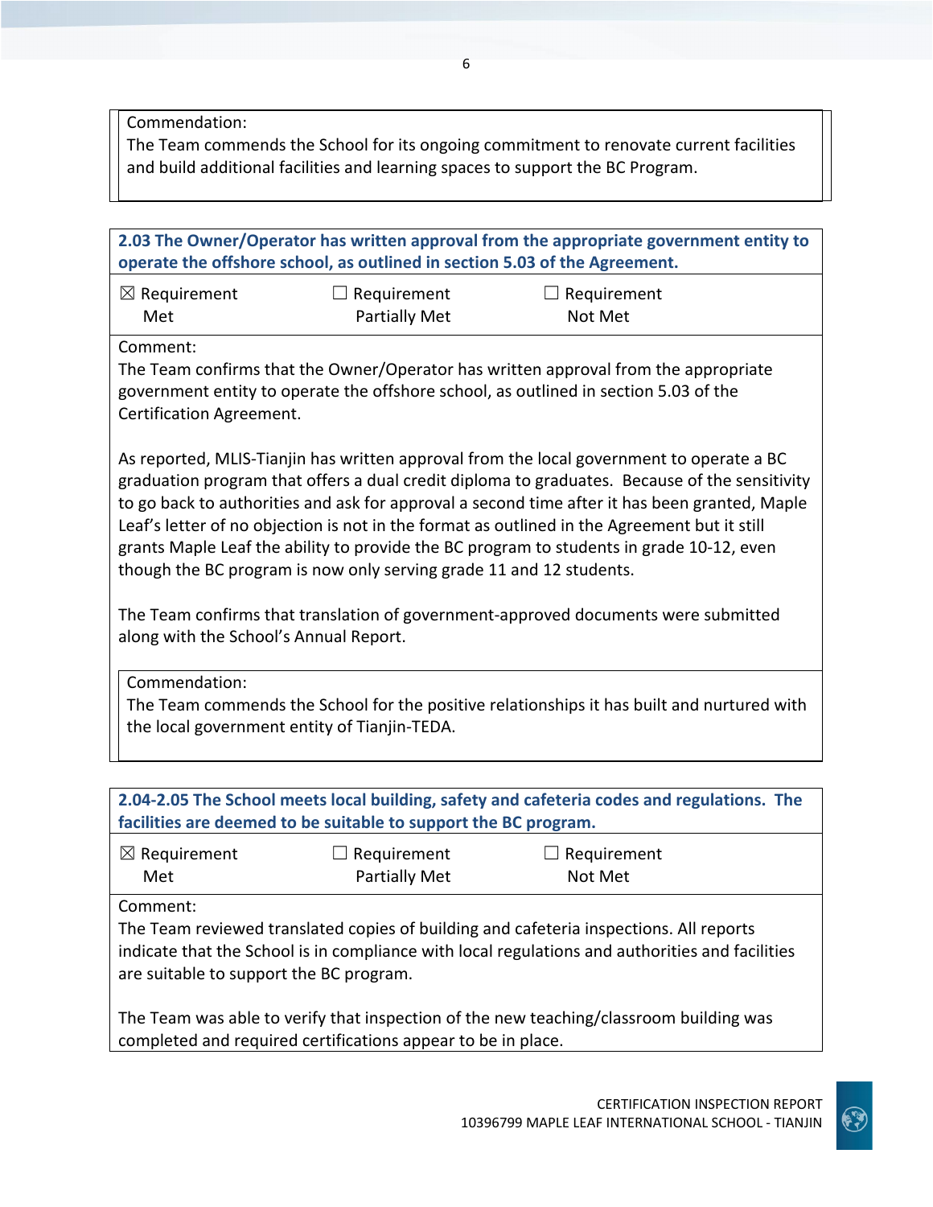Commendation:
The Team commends the School for its ongoing commitment to renovate current facilities and build additional facilities and learning spaces to support the BC Program.

**2.03 The Owner/Operator has written approval from the appropriate government entity to operate the offshore school, as outlined in section 5.03 of the Agreement.**

| ☒ Requirement Met | ☐ Requirement Partially Met | ☐ Requirement Not Met |
|---|---|---|

Comment:
The Team confirms that the Owner/Operator has written approval from the appropriate government entity to operate the offshore school, as outlined in section 5.03 of the Certification Agreement.

As reported, MLIS-Tianjin has written approval from the local government to operate a BC graduation program that offers a dual credit diploma to graduates. Because of the sensitivity to go back to authorities and ask for approval a second time after it has been granted, Maple Leaf's letter of no objection is not in the format as outlined in the Agreement but it still grants Maple Leaf the ability to provide the BC program to students in grade 10-12, even though the BC program is now only serving grade 11 and 12 students.

The Team confirms that translation of government-approved documents were submitted along with the School's Annual Report.

Commendation:
The Team commends the School for the positive relationships it has built and nurtured with the local government entity of Tianjin-TEDA.

**2.04-2.05 The School meets local building, safety and cafeteria codes and regulations. The facilities are deemed to be suitable to support the BC program.**

| ☒ Requirement Met | ☐ Requirement Partially Met | ☐ Requirement Not Met |
|---|---|---|

Comment:
The Team reviewed translated copies of building and cafeteria inspections. All reports indicate that the School is in compliance with local regulations and authorities and facilities are suitable to support the BC program.

The Team was able to verify that inspection of the new teaching/classroom building was completed and required certifications appear to be in place.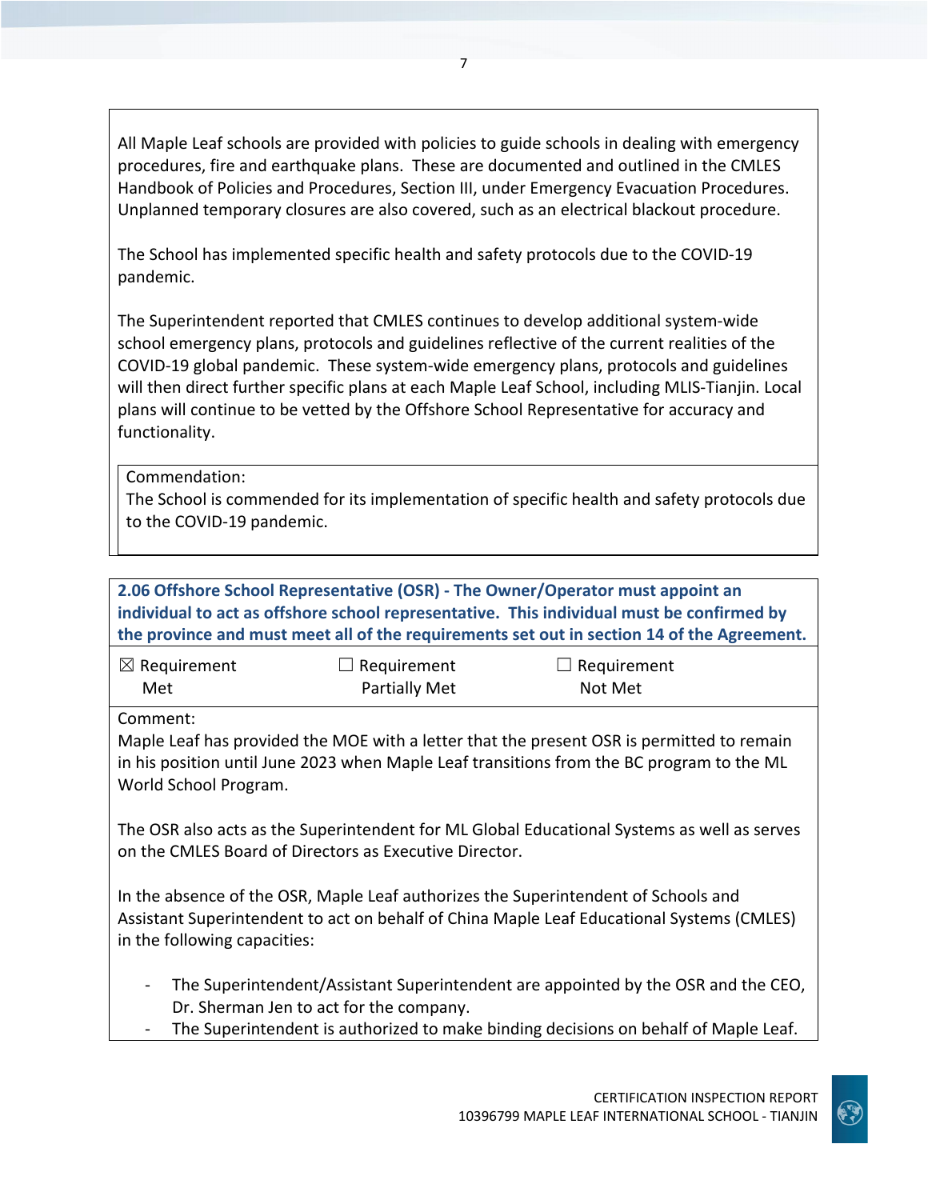All Maple Leaf schools are provided with policies to guide schools in dealing with emergency procedures, fire and earthquake plans. These are documented and outlined in the CMLES Handbook of Policies and Procedures, Section III, under Emergency Evacuation Procedures. Unplanned temporary closures are also covered, such as an electrical blackout procedure.

The School has implemented specific health and safety protocols due to the COVID-19 pandemic.

The Superintendent reported that CMLES continues to develop additional system-wide school emergency plans, protocols and guidelines reflective of the current realities of the COVID-19 global pandemic. These system-wide emergency plans, protocols and guidelines will then direct further specific plans at each Maple Leaf School, including MLIS-Tianjin. Local plans will continue to be vetted by the Offshore School Representative for accuracy and functionality.

Commendation:
The School is commended for its implementation of specific health and safety protocols due to the COVID-19 pandemic.

**2.06 Offshore School Representative (OSR) - The Owner/Operator must appoint an individual to act as offshore school representative. This individual must be confirmed by the province and must meet all of the requirements set out in section 14 of the Agreement.**

| ☒ Requirement Met | ☐ Requirement Partially Met | ☐ Requirement Not Met |
|---|---|---|

Comment:
Maple Leaf has provided the MOE with a letter that the present OSR is permitted to remain in his position until June 2023 when Maple Leaf transitions from the BC program to the ML World School Program.

The OSR also acts as the Superintendent for ML Global Educational Systems as well as serves on the CMLES Board of Directors as Executive Director.

In the absence of the OSR, Maple Leaf authorizes the Superintendent of Schools and Assistant Superintendent to act on behalf of China Maple Leaf Educational Systems (CMLES) in the following capacities:

- The Superintendent/Assistant Superintendent are appointed by the OSR and the CEO, Dr. Sherman Jen to act for the company.
- The Superintendent is authorized to make binding decisions on behalf of Maple Leaf.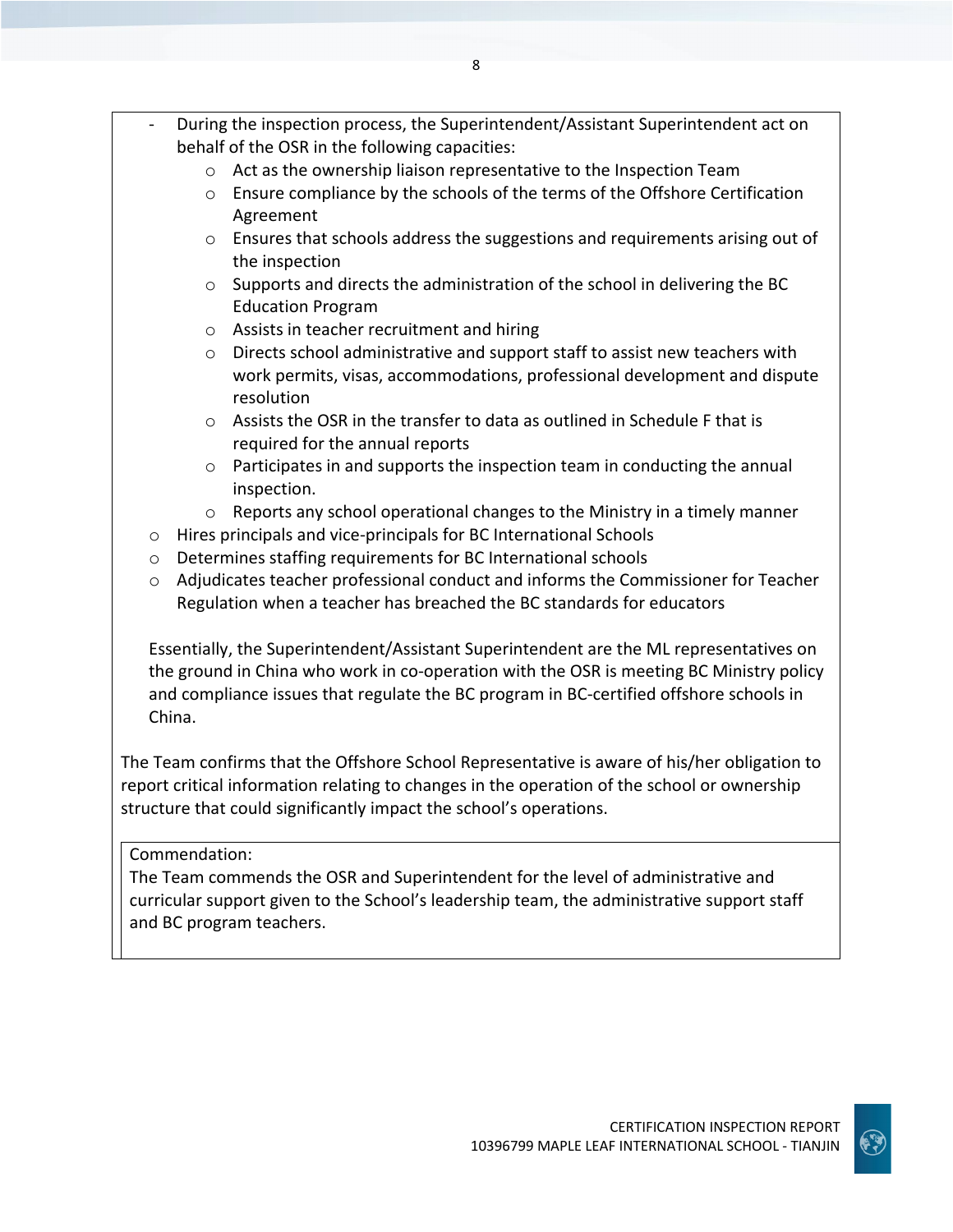- During the inspection process, the Superintendent/Assistant Superintendent act on behalf of the OSR in the following capacities:
    - Act as the ownership liaison representative to the Inspection Team
    - Ensure compliance by the schools of the terms of the Offshore Certification Agreement
    - Ensures that schools address the suggestions and requirements arising out of the inspection
    - Supports and directs the administration of the school in delivering the BC Education Program
    - Assists in teacher recruitment and hiring
    - Directs school administrative and support staff to assist new teachers with work permits, visas, accommodations, professional development and dispute resolution
    - Assists the OSR in the transfer to data as outlined in Schedule F that is required for the annual reports
    - Participates in and supports the inspection team in conducting the annual inspection.
    - Reports any school operational changes to the Ministry in a timely manner
- Hires principals and vice-principals for BC International Schools
- Determines staffing requirements for BC International schools
- Adjudicates teacher professional conduct and informs the Commissioner for Teacher Regulation when a teacher has breached the BC standards for educators

Essentially, the Superintendent/Assistant Superintendent are the ML representatives on the ground in China who work in co-operation with the OSR is meeting BC Ministry policy and compliance issues that regulate the BC program in BC-certified offshore schools in China.

The Team confirms that the Offshore School Representative is aware of his/her obligation to report critical information relating to changes in the operation of the school or ownership structure that could significantly impact the school's operations.

Commendation:
The Team commends the OSR and Superintendent for the level of administrative and curricular support given to the School's leadership team, the administrative support staff and BC program teachers.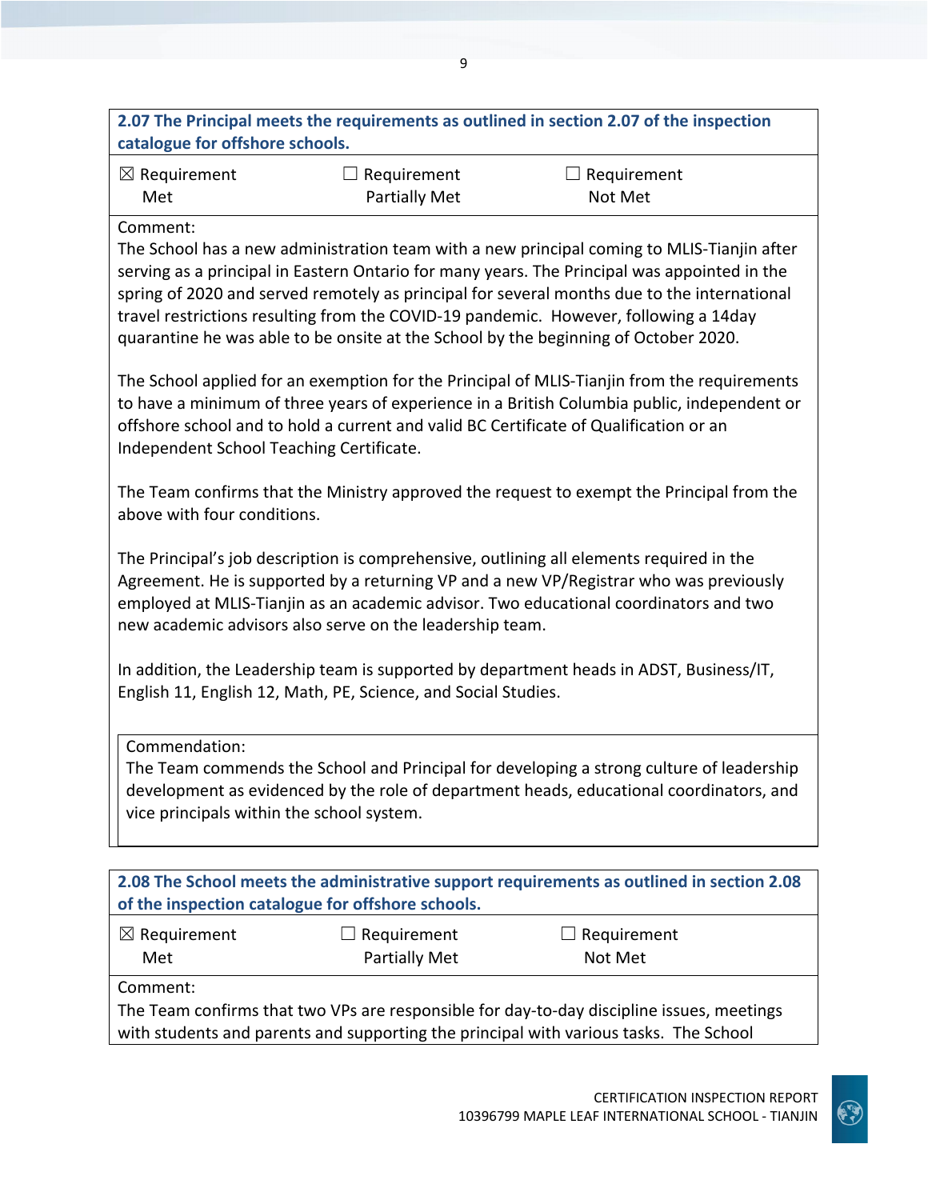**2.07 The Principal meets the requirements as outlined in section 2.07 of the inspection catalogue for offshore schools.**

| ☒ Requirement Met | ☐ Requirement Partially Met | ☐ Requirement Not Met |
|---|---|---|

Comment:

The School has a new administration team with a new principal coming to MLIS-Tianjin after serving as a principal in Eastern Ontario for many years. The Principal was appointed in the spring of 2020 and served remotely as principal for several months due to the international travel restrictions resulting from the COVID-19 pandemic. However, following a 14day quarantine he was able to be onsite at the School by the beginning of October 2020.

The School applied for an exemption for the Principal of MLIS-Tianjin from the requirements to have a minimum of three years of experience in a British Columbia public, independent or offshore school and to hold a current and valid BC Certificate of Qualification or an Independent School Teaching Certificate.

The Team confirms that the Ministry approved the request to exempt the Principal from the above with four conditions.

The Principal's job description is comprehensive, outlining all elements required in the Agreement. He is supported by a returning VP and a new VP/Registrar who was previously employed at MLIS-Tianjin as an academic advisor. Two educational coordinators and two new academic advisors also serve on the leadership team.

In addition, the Leadership team is supported by department heads in ADST, Business/IT, English 11, English 12, Math, PE, Science, and Social Studies.

Commendation:

The Team commends the School and Principal for developing a strong culture of leadership development as evidenced by the role of department heads, educational coordinators, and vice principals within the school system.

**2.08 The School meets the administrative support requirements as outlined in section 2.08 of the inspection catalogue for offshore schools.**

| ☒ Requirement Met | ☐ Requirement Partially Met | ☐ Requirement Not Met |
|---|---|---|

Comment:

The Team confirms that two VPs are responsible for day-to-day discipline issues, meetings with students and parents and supporting the principal with various tasks. The School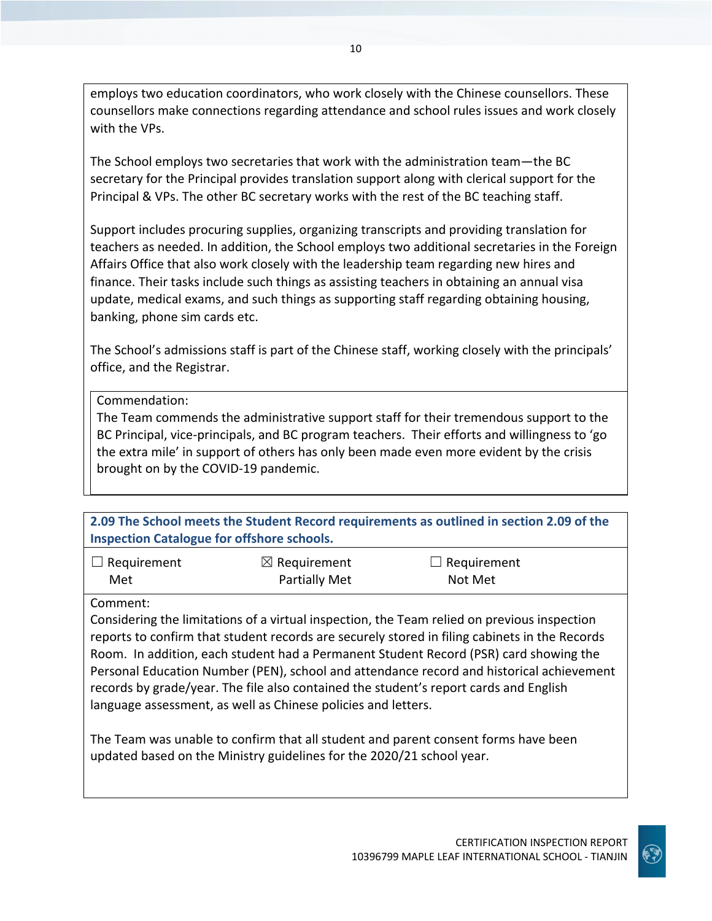employs two education coordinators, who work closely with the Chinese counsellors. These counsellors make connections regarding attendance and school rules issues and work closely with the VPs.

The School employs two secretaries that work with the administration team—the BC secretary for the Principal provides translation support along with clerical support for the Principal & VPs. The other BC secretary works with the rest of the BC teaching staff.

Support includes procuring supplies, organizing transcripts and providing translation for teachers as needed. In addition, the School employs two additional secretaries in the Foreign Affairs Office that also work closely with the leadership team regarding new hires and finance. Their tasks include such things as assisting teachers in obtaining an annual visa update, medical exams, and such things as supporting staff regarding obtaining housing, banking, phone sim cards etc.

The School's admissions staff is part of the Chinese staff, working closely with the principals' office, and the Registrar.

Commendation:
The Team commends the administrative support staff for their tremendous support to the BC Principal, vice-principals, and BC program teachers. Their efforts and willingness to 'go the extra mile' in support of others has only been made even more evident by the crisis brought on by the COVID-19 pandemic.

**2.09 The School meets the Student Record requirements as outlined in section 2.09 of the Inspection Catalogue for offshore schools.**

| ☐ Requirement Met | ☒ Requirement Partially Met | ☐ Requirement Not Met |
|---|---|---|

Comment:
Considering the limitations of a virtual inspection, the Team relied on previous inspection reports to confirm that student records are securely stored in filing cabinets in the Records Room. In addition, each student had a Permanent Student Record (PSR) card showing the Personal Education Number (PEN), school and attendance record and historical achievement records by grade/year. The file also contained the student's report cards and English language assessment, as well as Chinese policies and letters.

The Team was unable to confirm that all student and parent consent forms have been updated based on the Ministry guidelines for the 2020/21 school year.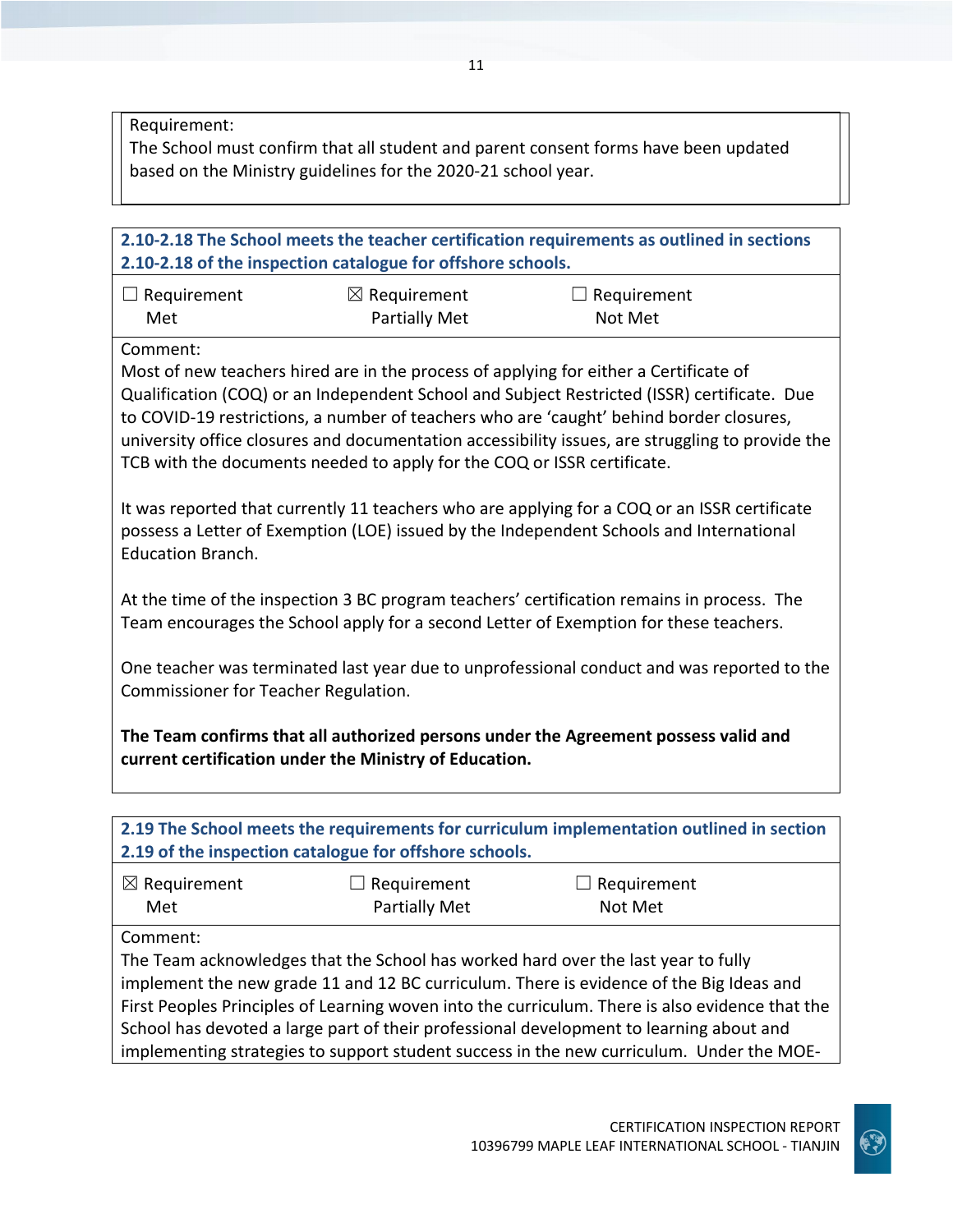Requirement:
The School must confirm that all student and parent consent forms have been updated based on the Ministry guidelines for the 2020-21 school year.

**2.10-2.18 The School meets the teacher certification requirements as outlined in sections 2.10-2.18 of the inspection catalogue for offshore schools.**

☐ Requirement Met ☒ Requirement Partially Met ☐ Requirement Not Met

Comment:
Most of new teachers hired are in the process of applying for either a Certificate of Qualification (COQ) or an Independent School and Subject Restricted (ISSR) certificate. Due to COVID-19 restrictions, a number of teachers who are 'caught' behind border closures, university office closures and documentation accessibility issues, are struggling to provide the TCB with the documents needed to apply for the COQ or ISSR certificate.

It was reported that currently 11 teachers who are applying for a COQ or an ISSR certificate possess a Letter of Exemption (LOE) issued by the Independent Schools and International Education Branch.

At the time of the inspection 3 BC program teachers' certification remains in process. The Team encourages the School apply for a second Letter of Exemption for these teachers.

One teacher was terminated last year due to unprofessional conduct and was reported to the Commissioner for Teacher Regulation.

**The Team confirms that all authorized persons under the Agreement possess valid and current certification under the Ministry of Education.**

**2.19 The School meets the requirements for curriculum implementation outlined in section 2.19 of the inspection catalogue for offshore schools.**

☒ Requirement Met ☐ Requirement Partially Met ☐ Requirement Not Met

Comment:
The Team acknowledges that the School has worked hard over the last year to fully implement the new grade 11 and 12 BC curriculum. There is evidence of the Big Ideas and First Peoples Principles of Learning woven into the curriculum. There is also evidence that the School has devoted a large part of their professional development to learning about and implementing strategies to support student success in the new curriculum. Under the MOE-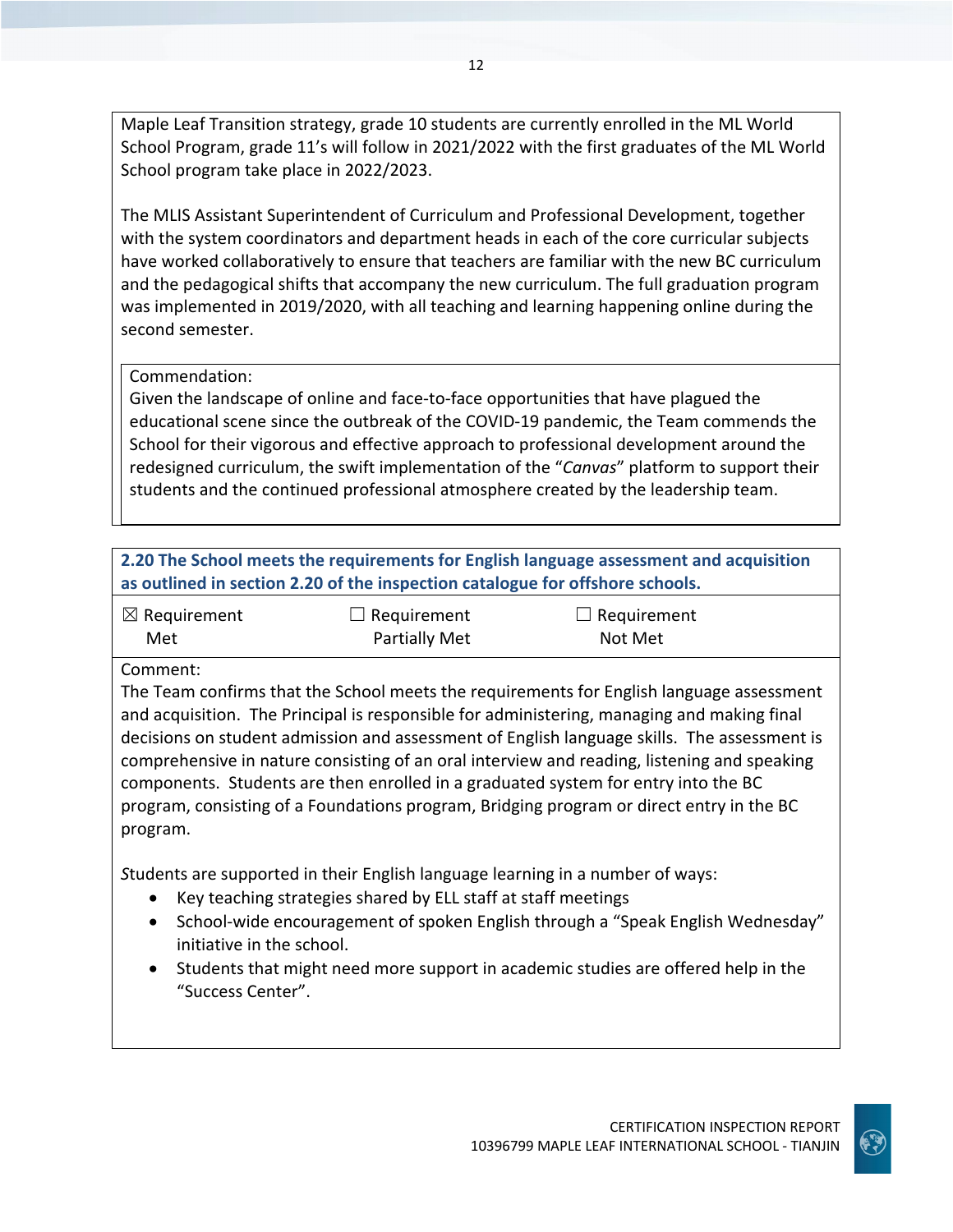Maple Leaf Transition strategy, grade 10 students are currently enrolled in the ML World School Program, grade 11's will follow in 2021/2022 with the first graduates of the ML World School program take place in 2022/2023.

The MLIS Assistant Superintendent of Curriculum and Professional Development, together with the system coordinators and department heads in each of the core curricular subjects have worked collaboratively to ensure that teachers are familiar with the new BC curriculum and the pedagogical shifts that accompany the new curriculum. The full graduation program was implemented in 2019/2020, with all teaching and learning happening online during the second semester.

Commendation:
Given the landscape of online and face-to-face opportunities that have plagued the educational scene since the outbreak of the COVID-19 pandemic, the Team commends the School for their vigorous and effective approach to professional development around the redesigned curriculum, the swift implementation of the "*Canvas*" platform to support their students and the continued professional atmosphere created by the leadership team.

**2.20 The School meets the requirements for English language assessment and acquisition as outlined in section 2.20 of the inspection catalogue for offshore schools.**

| ☒ Requirement Met | ☐ Requirement Partially Met | ☐ Requirement Not Met |
|---|---|---|

Comment:
The Team confirms that the School meets the requirements for English language assessment and acquisition. The Principal is responsible for administering, managing and making final decisions on student admission and assessment of English language skills. The assessment is comprehensive in nature consisting of an oral interview and reading, listening and speaking components. Students are then enrolled in a graduated system for entry into the BC program, consisting of a Foundations program, Bridging program or direct entry in the BC program.

*S*tudents are supported in their English language learning in a number of ways:

- Key teaching strategies shared by ELL staff at staff meetings
- School-wide encouragement of spoken English through a "Speak English Wednesday" initiative in the school.
- Students that might need more support in academic studies are offered help in the "Success Center".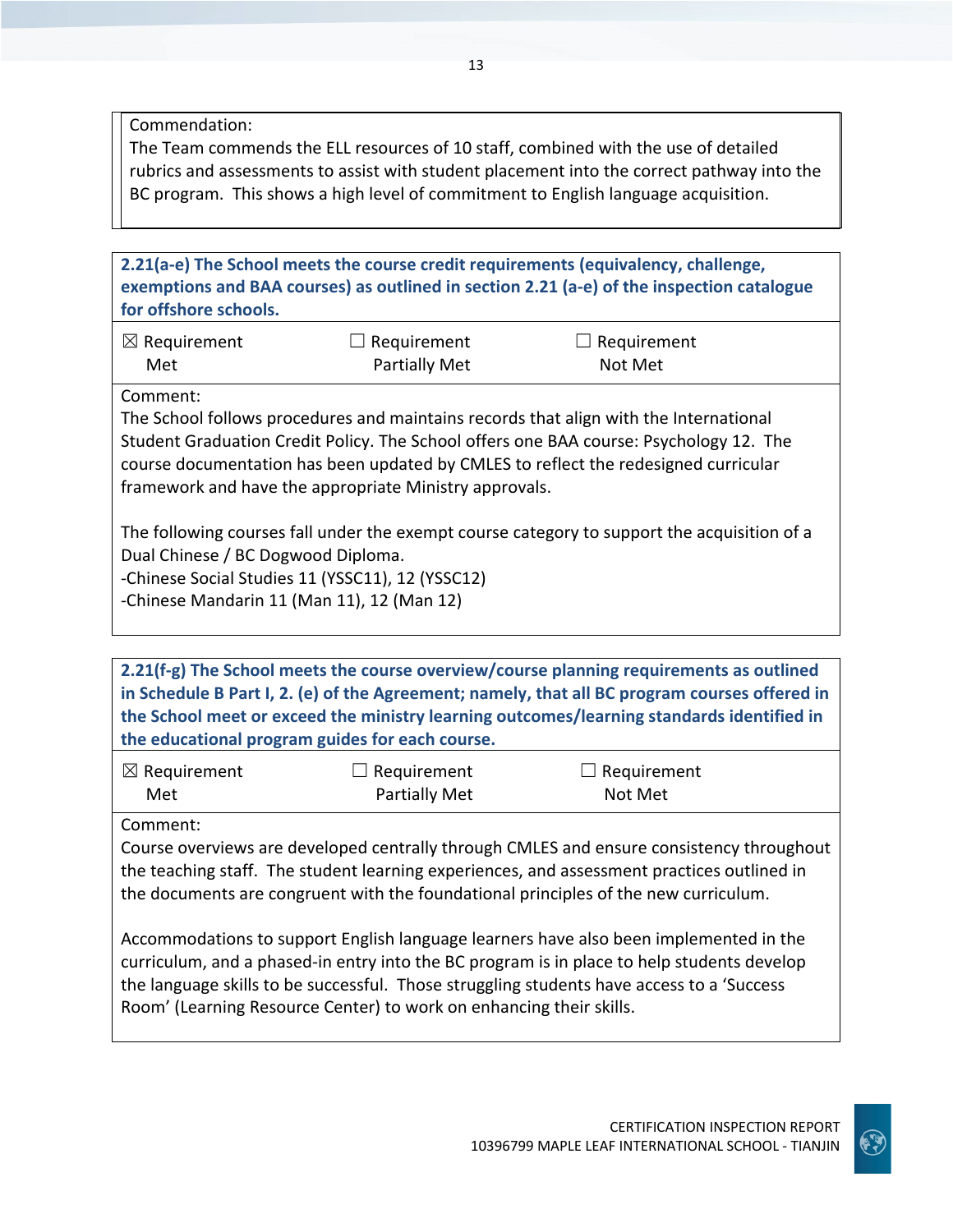Commendation:
The Team commends the ELL resources of 10 staff, combined with the use of detailed rubrics and assessments to assist with student placement into the correct pathway into the BC program. This shows a high level of commitment to English language acquisition.

**2.21(a-e) The School meets the course credit requirements (equivalency, challenge, exemptions and BAA courses) as outlined in section 2.21 (a-e) of the inspection catalogue for offshore schools.**

| ☒ Requirement Met | ☐ Requirement Partially Met | ☐ Requirement Not Met |
|---|---|---|

Comment:
The School follows procedures and maintains records that align with the International Student Graduation Credit Policy. The School offers one BAA course: Psychology 12. The course documentation has been updated by CMLES to reflect the redesigned curricular framework and have the appropriate Ministry approvals.

The following courses fall under the exempt course category to support the acquisition of a Dual Chinese / BC Dogwood Diploma.
-Chinese Social Studies 11 (YSSC11), 12 (YSSC12)
-Chinese Mandarin 11 (Man 11), 12 (Man 12)

**2.21(f-g) The School meets the course overview/course planning requirements as outlined in Schedule B Part I, 2. (e) of the Agreement; namely, that all BC program courses offered in the School meet or exceed the ministry learning outcomes/learning standards identified in the educational program guides for each course.**

| ☒ Requirement Met | ☐ Requirement Partially Met | ☐ Requirement Not Met |
|---|---|---|

Comment:
Course overviews are developed centrally through CMLES and ensure consistency throughout the teaching staff. The student learning experiences, and assessment practices outlined in the documents are congruent with the foundational principles of the new curriculum.

Accommodations to support English language learners have also been implemented in the curriculum, and a phased-in entry into the BC program is in place to help students develop the language skills to be successful. Those struggling students have access to a 'Success Room' (Learning Resource Center) to work on enhancing their skills.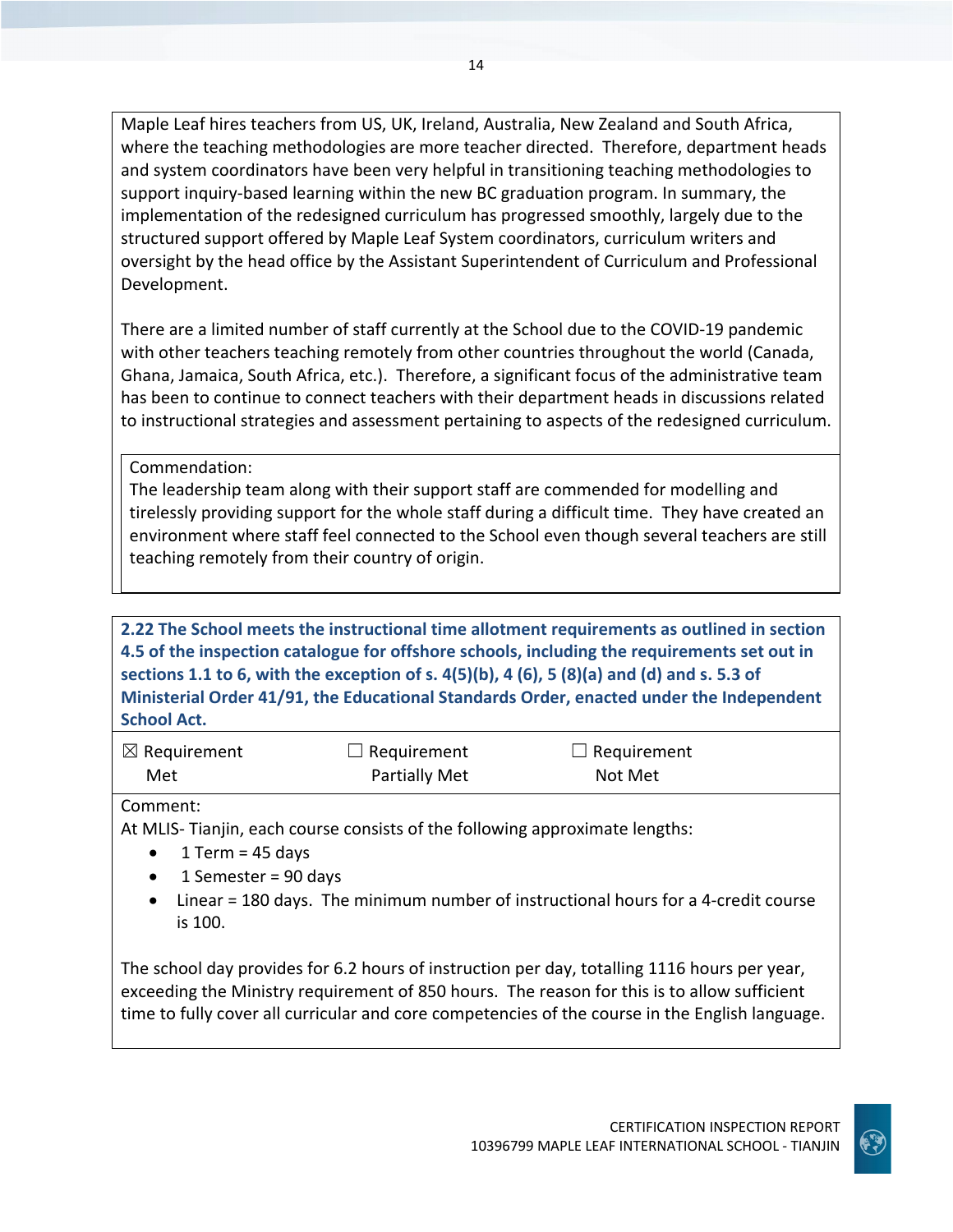Maple Leaf hires teachers from US, UK, Ireland, Australia, New Zealand and South Africa, where the teaching methodologies are more teacher directed. Therefore, department heads and system coordinators have been very helpful in transitioning teaching methodologies to support inquiry-based learning within the new BC graduation program. In summary, the implementation of the redesigned curriculum has progressed smoothly, largely due to the structured support offered by Maple Leaf System coordinators, curriculum writers and oversight by the head office by the Assistant Superintendent of Curriculum and Professional Development.

There are a limited number of staff currently at the School due to the COVID-19 pandemic with other teachers teaching remotely from other countries throughout the world (Canada, Ghana, Jamaica, South Africa, etc.). Therefore, a significant focus of the administrative team has been to continue to connect teachers with their department heads in discussions related to instructional strategies and assessment pertaining to aspects of the redesigned curriculum.

Commendation:
The leadership team along with their support staff are commended for modelling and tirelessly providing support for the whole staff during a difficult time. They have created an environment where staff feel connected to the School even though several teachers are still teaching remotely from their country of origin.

**2.22 The School meets the instructional time allotment requirements as outlined in section 4.5 of the inspection catalogue for offshore schools, including the requirements set out in sections 1.1 to 6, with the exception of s. 4(5)(b), 4 (6), 5 (8)(a) and (d) and s. 5.3 of Ministerial Order 41/91, the Educational Standards Order, enacted under the Independent School Act.**

| ☒ Requirement Met | ☐ Requirement Partially Met | ☐ Requirement Not Met |
|---|---|---|

Comment:
At MLIS- Tianjin, each course consists of the following approximate lengths:

- 1 Term = 45 days
- 1 Semester = 90 days
- Linear = 180 days. The minimum number of instructional hours for a 4-credit course is 100.

The school day provides for 6.2 hours of instruction per day, totalling 1116 hours per year, exceeding the Ministry requirement of 850 hours. The reason for this is to allow sufficient time to fully cover all curricular and core competencies of the course in the English language.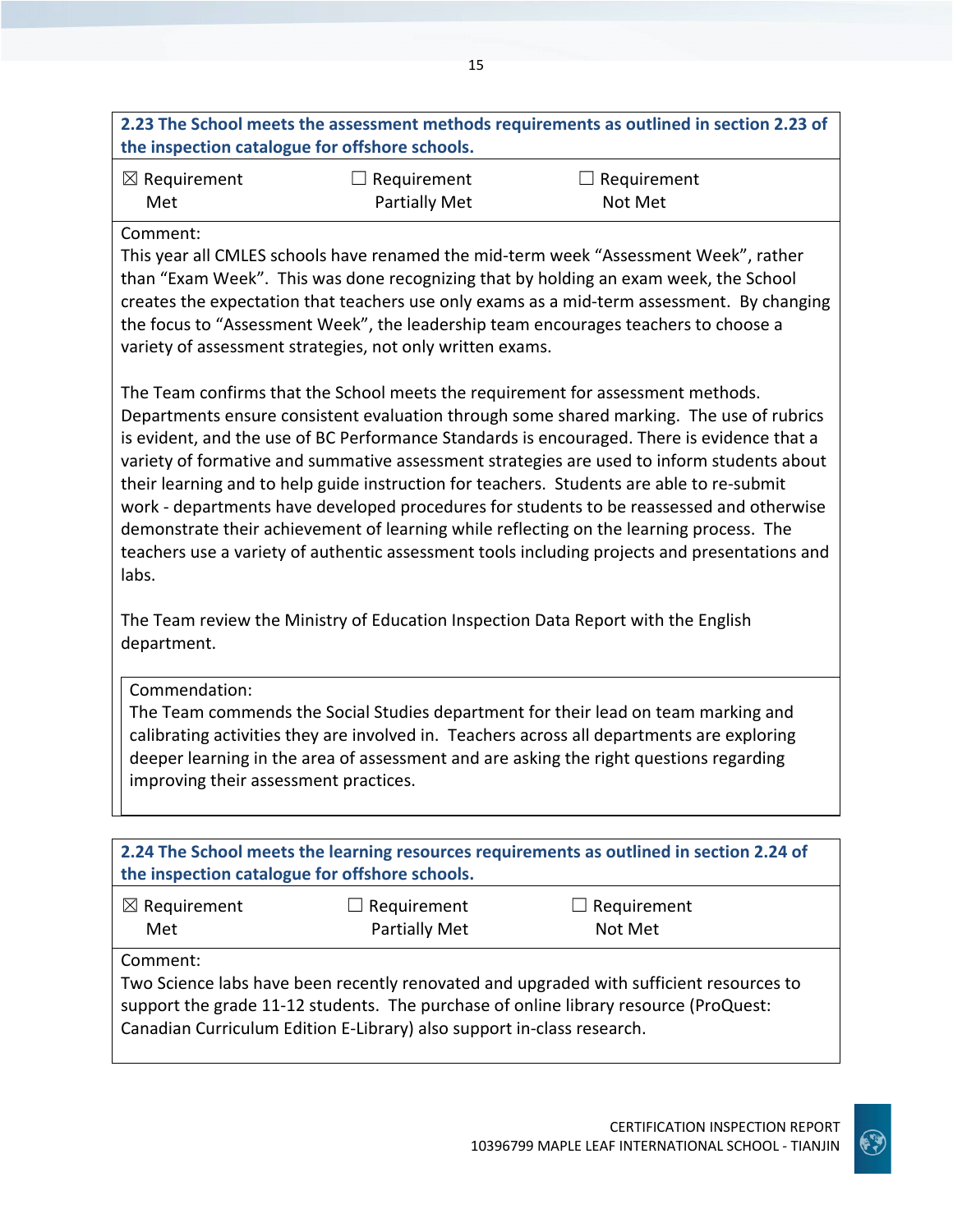### 2.23 The School meets the assessment methods requirements as outlined in section 2.23 of the inspection catalogue for offshore schools.

| ☒ Requirement Met | ☐ Requirement Partially Met | ☐ Requirement Not Met |
|---|---|---|

Comment:
This year all CMLES schools have renamed the mid-term week "Assessment Week", rather than "Exam Week". This was done recognizing that by holding an exam week, the School creates the expectation that teachers use only exams as a mid-term assessment. By changing the focus to "Assessment Week", the leadership team encourages teachers to choose a variety of assessment strategies, not only written exams.

The Team confirms that the School meets the requirement for assessment methods. Departments ensure consistent evaluation through some shared marking. The use of rubrics is evident, and the use of BC Performance Standards is encouraged. There is evidence that a variety of formative and summative assessment strategies are used to inform students about their learning and to help guide instruction for teachers. Students are able to re-submit work - departments have developed procedures for students to be reassessed and otherwise demonstrate their achievement of learning while reflecting on the learning process. The teachers use a variety of authentic assessment tools including projects and presentations and labs.

The Team review the Ministry of Education Inspection Data Report with the English department.

Commendation:
The Team commends the Social Studies department for their lead on team marking and calibrating activities they are involved in. Teachers across all departments are exploring deeper learning in the area of assessment and are asking the right questions regarding improving their assessment practices.

### 2.24 The School meets the learning resources requirements as outlined in section 2.24 of the inspection catalogue for offshore schools.

| ☒ Requirement Met | ☐ Requirement Partially Met | ☐ Requirement Not Met |
|---|---|---|

Comment:
Two Science labs have been recently renovated and upgraded with sufficient resources to support the grade 11-12 students. The purchase of online library resource (ProQuest: Canadian Curriculum Edition E-Library) also support in-class research.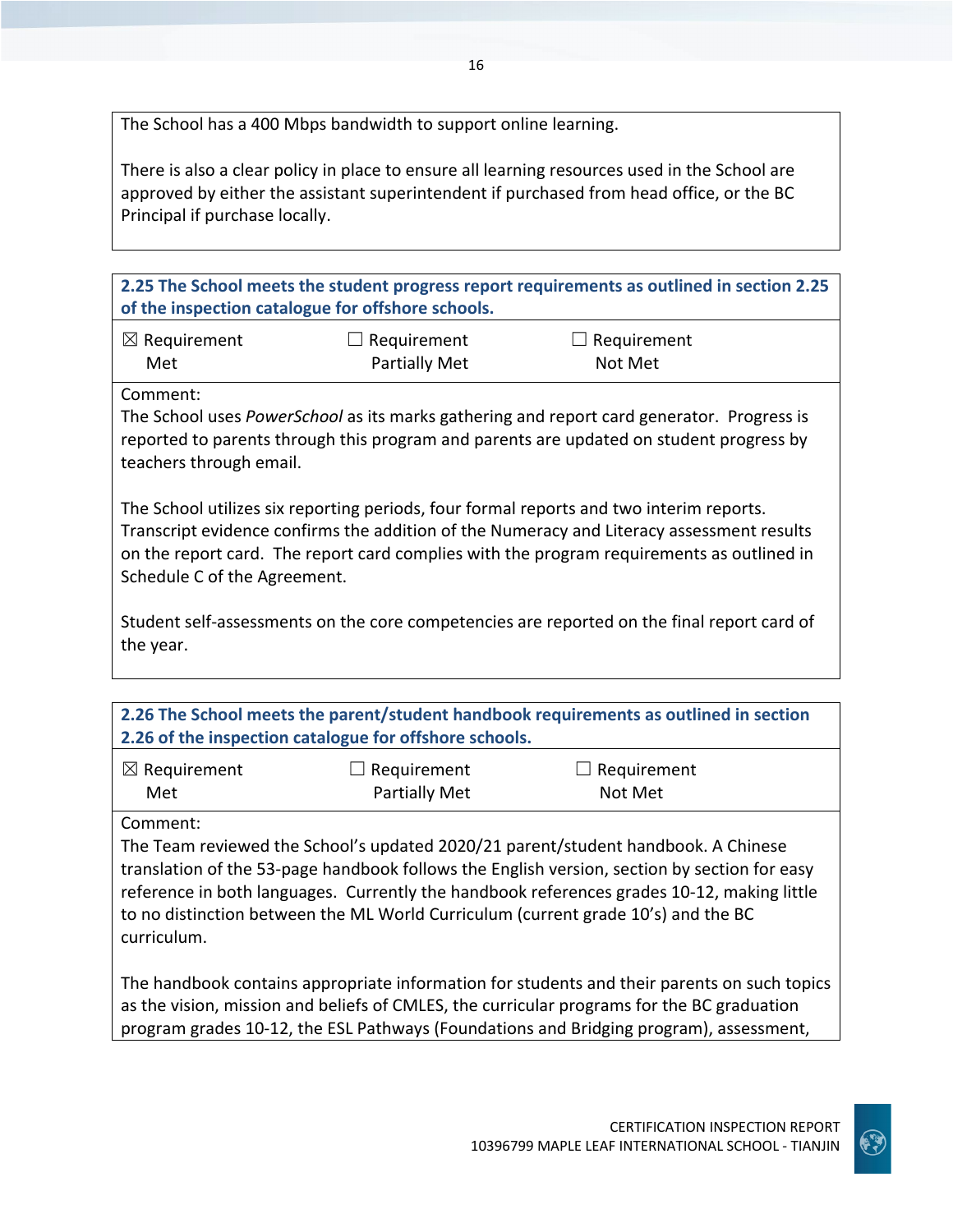The School has a 400 Mbps bandwidth to support online learning.

There is also a clear policy in place to ensure all learning resources used in the School are approved by either the assistant superintendent if purchased from head office, or the BC Principal if purchase locally.

| **2.25 The School meets the student progress report requirements as outlined in section 2.25 of the inspection catalogue for offshore schools.** | | |
|---|---|---|
| ☒ Requirement Met | ☐ Requirement Partially Met | ☐ Requirement Not Met |

Comment:
The School uses *PowerSchool* as its marks gathering and report card generator. Progress is reported to parents through this program and parents are updated on student progress by teachers through email.

The School utilizes six reporting periods, four formal reports and two interim reports. Transcript evidence confirms the addition of the Numeracy and Literacy assessment results on the report card. The report card complies with the program requirements as outlined in Schedule C of the Agreement.

Student self-assessments on the core competencies are reported on the final report card of the year.

| **2.26 The School meets the parent/student handbook requirements as outlined in section 2.26 of the inspection catalogue for offshore schools.** | | |
|---|---|---|
| ☒ Requirement Met | ☐ Requirement Partially Met | ☐ Requirement Not Met |

Comment:
The Team reviewed the School's updated 2020/21 parent/student handbook. A Chinese translation of the 53-page handbook follows the English version, section by section for easy reference in both languages. Currently the handbook references grades 10-12, making little to no distinction between the ML World Curriculum (current grade 10's) and the BC curriculum.

The handbook contains appropriate information for students and their parents on such topics as the vision, mission and beliefs of CMLES, the curricular programs for the BC graduation program grades 10-12, the ESL Pathways (Foundations and Bridging program), assessment,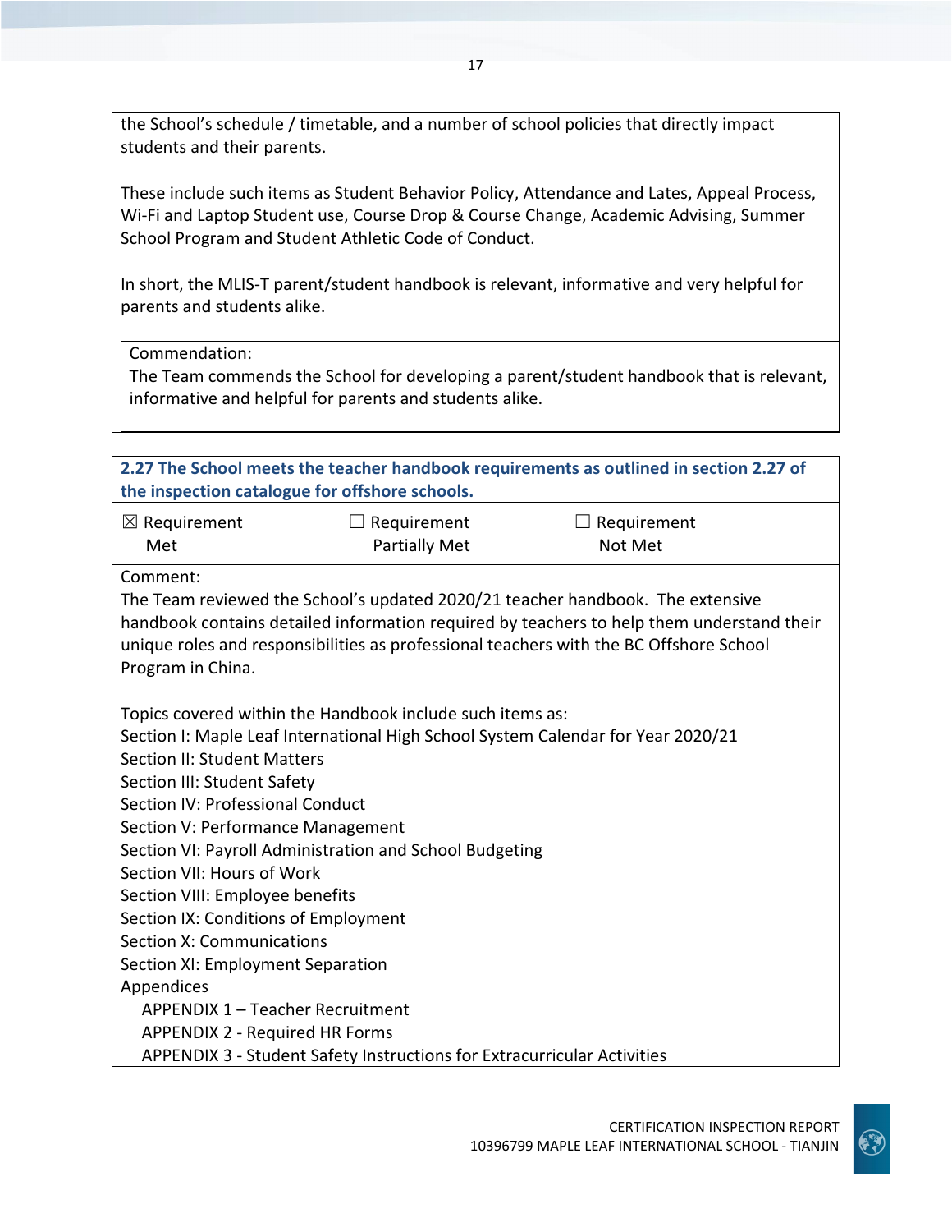the School's schedule / timetable, and a number of school policies that directly impact students and their parents.

These include such items as Student Behavior Policy, Attendance and Lates, Appeal Process, Wi-Fi and Laptop Student use, Course Drop & Course Change, Academic Advising, Summer School Program and Student Athletic Code of Conduct.

In short, the MLIS-T parent/student handbook is relevant, informative and very helpful for parents and students alike.

Commendation:
The Team commends the School for developing a parent/student handbook that is relevant, informative and helpful for parents and students alike.

**2.27 The School meets the teacher handbook requirements as outlined in section 2.27 of the inspection catalogue for offshore schools.**

| ☒ Requirement Met | ☐ Requirement Partially Met | ☐ Requirement Not Met |
|---|---|---|

Comment:
The Team reviewed the School's updated 2020/21 teacher handbook. The extensive handbook contains detailed information required by teachers to help them understand their unique roles and responsibilities as professional teachers with the BC Offshore School Program in China.

Topics covered within the Handbook include such items as:
Section I: Maple Leaf International High School System Calendar for Year 2020/21
Section II: Student Matters
Section III: Student Safety
Section IV: Professional Conduct
Section V: Performance Management
Section VI: Payroll Administration and School Budgeting
Section VII: Hours of Work
Section VIII: Employee benefits
Section IX: Conditions of Employment
Section X: Communications
Section XI: Employment Separation
Appendices
- APPENDIX 1 – Teacher Recruitment
- APPENDIX 2 - Required HR Forms
- APPENDIX 3 - Student Safety Instructions for Extracurricular Activities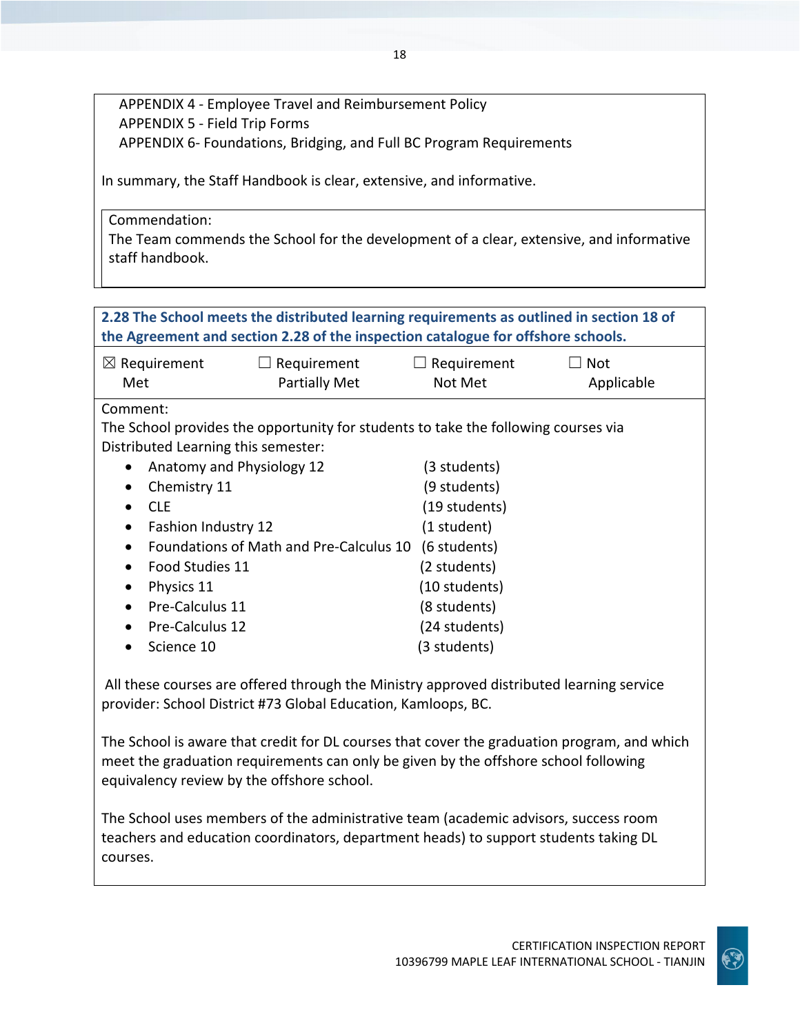APPENDIX 4 - Employee Travel and Reimbursement Policy
APPENDIX 5 - Field Trip Forms
APPENDIX 6- Foundations, Bridging, and Full BC Program Requirements

In summary, the Staff Handbook is clear, extensive, and informative.

Commendation:
The Team commends the School for the development of a clear, extensive, and informative staff handbook.

**2.28 The School meets the distributed learning requirements as outlined in section 18 of the Agreement and section 2.28 of the inspection catalogue for offshore schools.**

| ☒ Requirement Met | ☐ Requirement Partially Met | ☐ Requirement Not Met | ☐ Not Applicable |
|---|---|---|---|

Comment:
The School provides the opportunity for students to take the following courses via Distributed Learning this semester:

- Anatomy and Physiology 12 (3 students)
- Chemistry 11 (9 students)
- CLE (19 students)
- Fashion Industry 12 (1 student)
- Foundations of Math and Pre-Calculus 10 (6 students)
- Food Studies 11 (2 students)
- Physics 11 (10 students)
- Pre-Calculus 11 (8 students)
- Pre-Calculus 12 (24 students)
- Science 10 (3 students)

All these courses are offered through the Ministry approved distributed learning service provider: School District #73 Global Education, Kamloops, BC.

The School is aware that credit for DL courses that cover the graduation program, and which meet the graduation requirements can only be given by the offshore school following equivalency review by the offshore school.

The School uses members of the administrative team (academic advisors, success room teachers and education coordinators, department heads) to support students taking DL courses.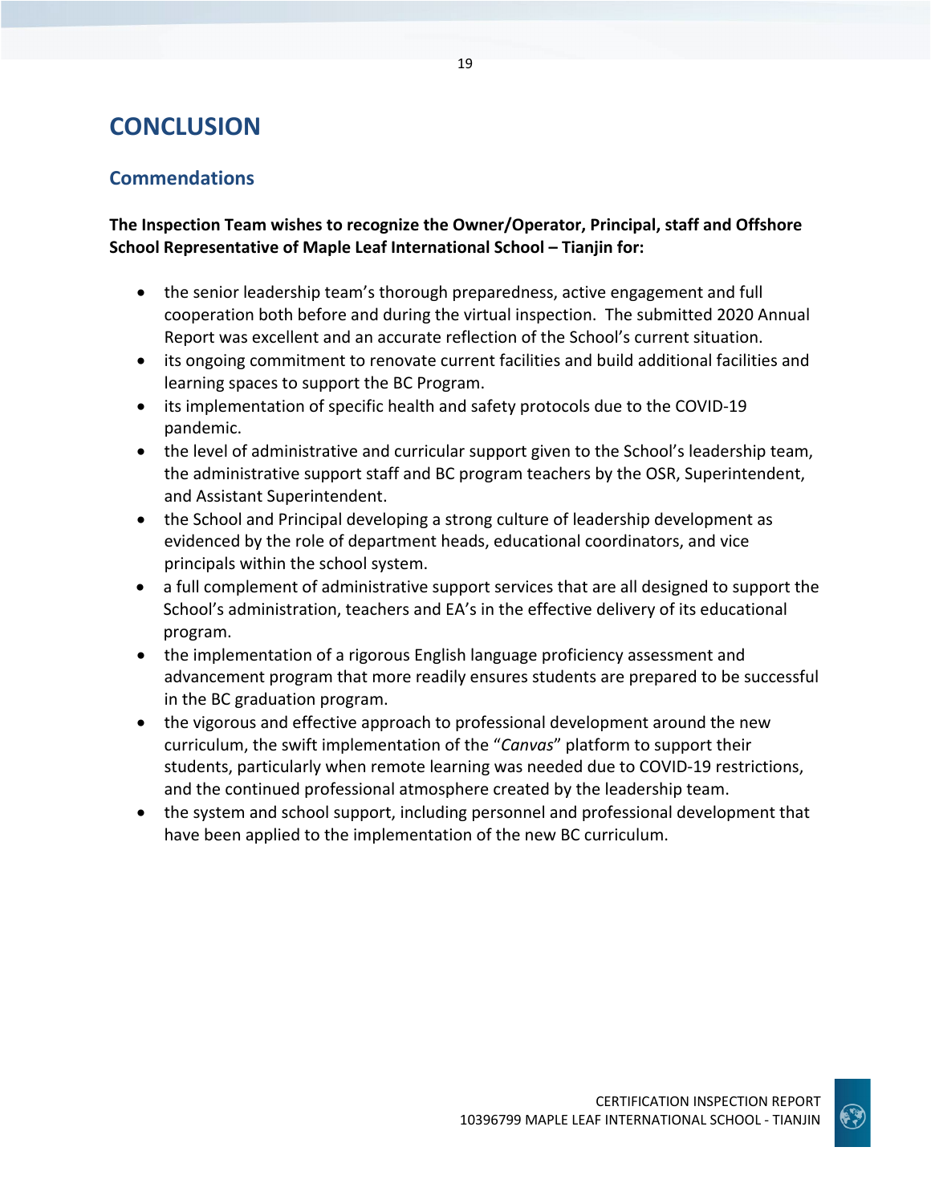# CONCLUSION

## Commendations

**The Inspection Team wishes to recognize the Owner/Operator, Principal, staff and Offshore School Representative of Maple Leaf International School – Tianjin for:**

- the senior leadership team's thorough preparedness, active engagement and full cooperation both before and during the virtual inspection. The submitted 2020 Annual Report was excellent and an accurate reflection of the School's current situation.
- its ongoing commitment to renovate current facilities and build additional facilities and learning spaces to support the BC Program.
- its implementation of specific health and safety protocols due to the COVID-19 pandemic.
- the level of administrative and curricular support given to the School's leadership team, the administrative support staff and BC program teachers by the OSR, Superintendent, and Assistant Superintendent.
- the School and Principal developing a strong culture of leadership development as evidenced by the role of department heads, educational coordinators, and vice principals within the school system.
- a full complement of administrative support services that are all designed to support the School's administration, teachers and EA's in the effective delivery of its educational program.
- the implementation of a rigorous English language proficiency assessment and advancement program that more readily ensures students are prepared to be successful in the BC graduation program.
- the vigorous and effective approach to professional development around the new curriculum, the swift implementation of the "*Canvas*" platform to support their students, particularly when remote learning was needed due to COVID-19 restrictions, and the continued professional atmosphere created by the leadership team.
- the system and school support, including personnel and professional development that have been applied to the implementation of the new BC curriculum.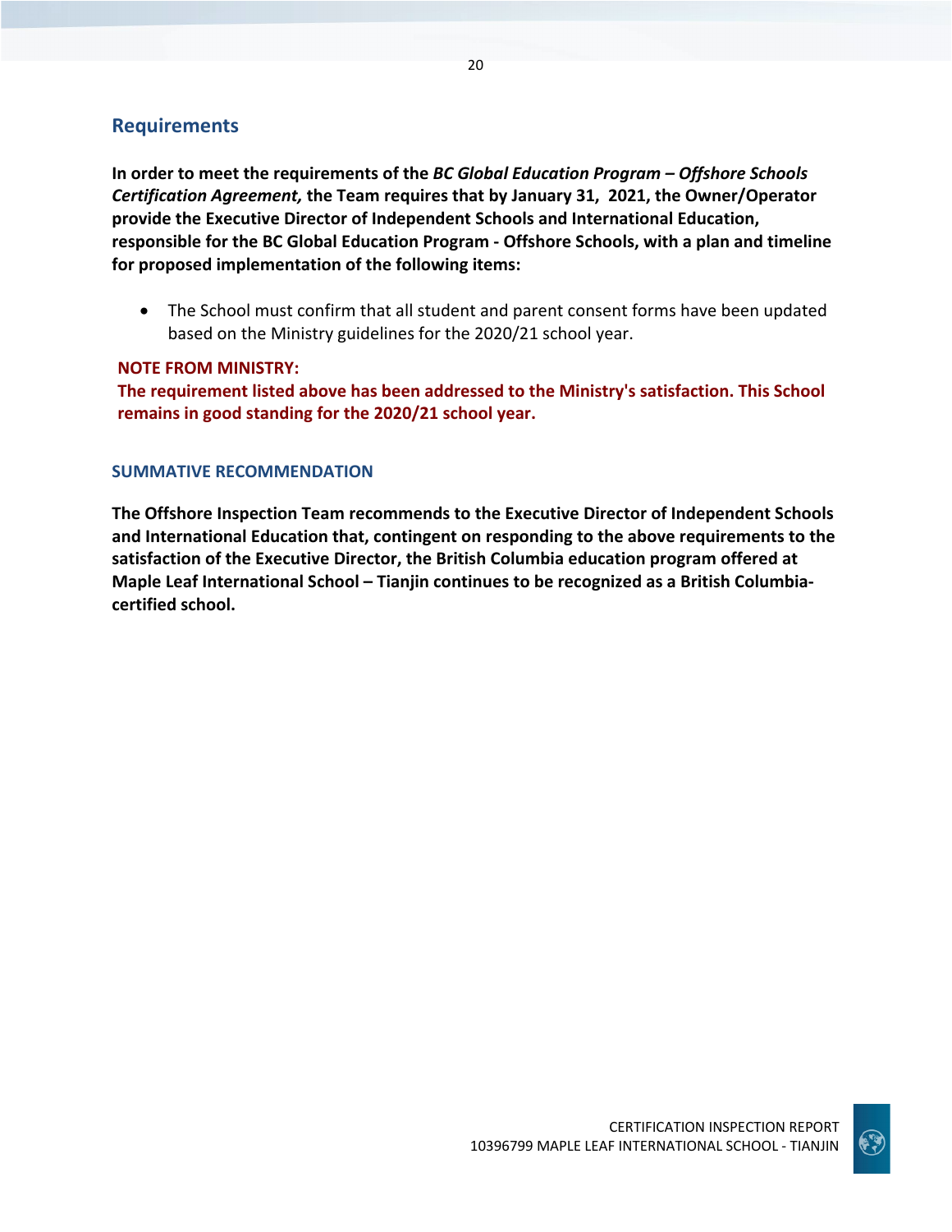## Requirements

**In order to meet the requirements of the *BC Global Education Program – Offshore Schools Certification Agreement,* the Team requires that by January 31, 2021, the Owner/Operator provide the Executive Director of Independent Schools and International Education, responsible for the BC Global Education Program - Offshore Schools, with a plan and timeline for proposed implementation of the following items:**

- The School must confirm that all student and parent consent forms have been updated based on the Ministry guidelines for the 2020/21 school year.

**NOTE FROM MINISTRY:**
**The requirement listed above has been addressed to the Ministry's satisfaction. This School remains in good standing for the 2020/21 school year.**

### SUMMATIVE RECOMMENDATION

**The Offshore Inspection Team recommends to the Executive Director of Independent Schools and International Education that, contingent on responding to the above requirements to the satisfaction of the Executive Director, the British Columbia education program offered at Maple Leaf International School – Tianjin continues to be recognized as a British Columbia-certified school.**